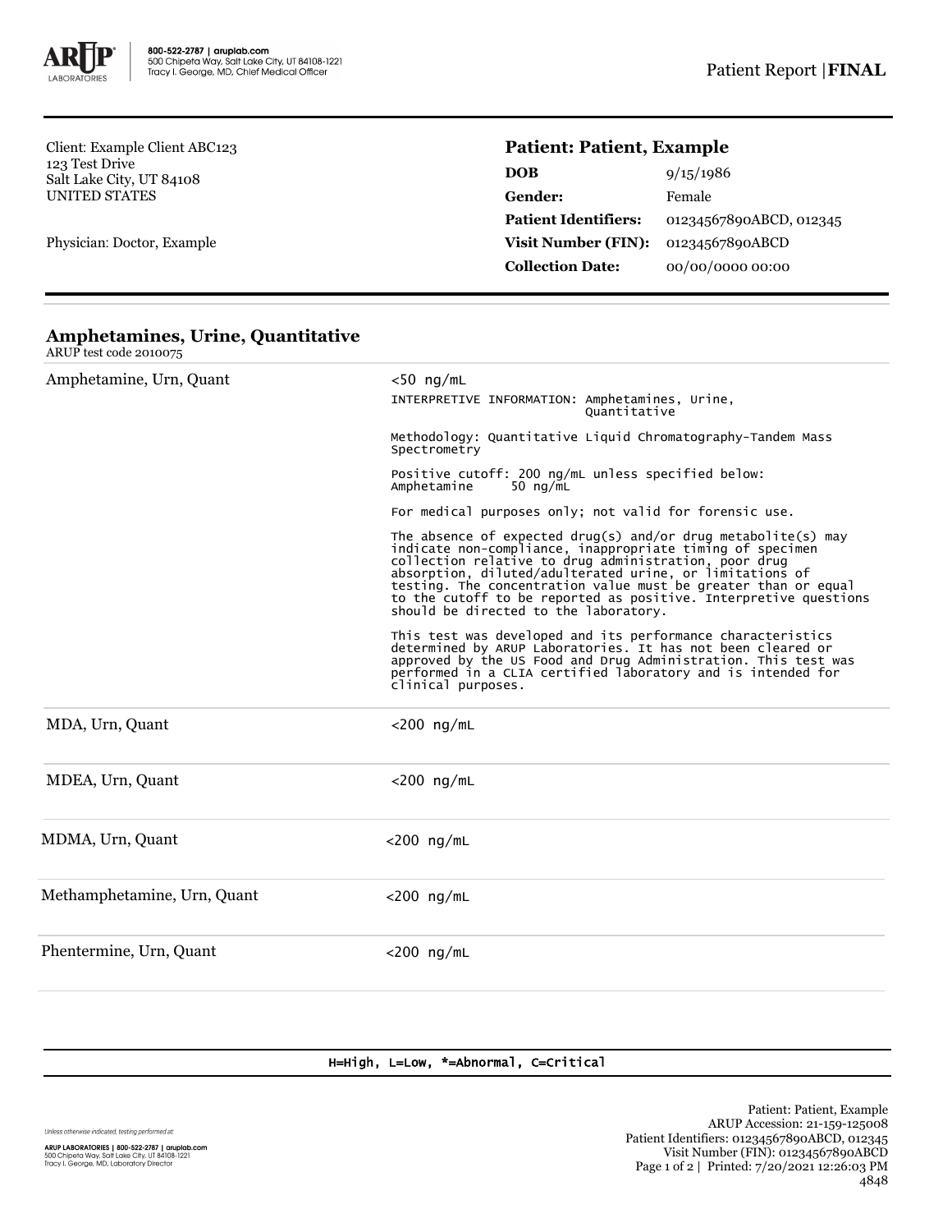800-522-2787 | aruplab.com
500 Chipeta Way, Salt Lake City, UT 84108-1221
Tracy I. George, MD, Chief Medical Officer

Patient Report | **FINAL**

Client: Example Client ABC123
123 Test Drive
Salt Lake City, UT 84108
UNITED STATES

Physician: Doctor, Example

**Patient: Patient, Example**

| | |
|---|---|
| **DOB** | 9/15/1986 |
| **Gender:** | Female |
| **Patient Identifiers:** | 01234567890ABCD, 012345 |
| **Visit Number (FIN):** | 01234567890ABCD |
| **Collection Date:** | 00/00/0000 00:00 |

## Amphetamines, Urine, Quantitative

ARUP test code 2010075

| | |
|---|---|
| Amphetamine, Urn, Quant | <50 ng/mL |

INTERPRETIVE INFORMATION: Amphetamines, Urine, Quantitative

Methodology: Quantitative Liquid Chromatography-Tandem Mass Spectrometry

Positive cutoff: 200 ng/mL unless specified below:
Amphetamine 50 ng/mL

For medical purposes only; not valid for forensic use.

The absence of expected drug(s) and/or drug metabolite(s) may indicate non-compliance, inappropriate timing of specimen collection relative to drug administration, poor drug absorption, diluted/adulterated urine, or limitations of testing. The concentration value must be greater than or equal to the cutoff to be reported as positive. Interpretive questions should be directed to the laboratory.

This test was developed and its performance characteristics determined by ARUP Laboratories. It has not been cleared or approved by the US Food and Drug Administration. This test was performed in a CLIA certified laboratory and is intended for clinical purposes.

| | |
|---|---|
| MDA, Urn, Quant | <200 ng/mL |
| MDEA, Urn, Quant | <200 ng/mL |
| MDMA, Urn, Quant | <200 ng/mL |
| Methamphetamine, Urn, Quant | <200 ng/mL |
| Phentermine, Urn, Quant | <200 ng/mL |

H=High, L=Low, *=Abnormal, C=Critical

Unless otherwise indicated, testing performed at:

ARUP LABORATORIES | 800-522-2787 | aruplab.com
500 Chipeta Way, Salt Lake City, UT 84108-1221
Tracy I. George, MD, Laboratory Director

Patient: Patient, Example
ARUP Accession: 21-159-125008
Patient Identifiers: 01234567890ABCD, 012345
Visit Number (FIN): 01234567890ABCD
Printed: 7/20/2021 12:26:03 PM
4848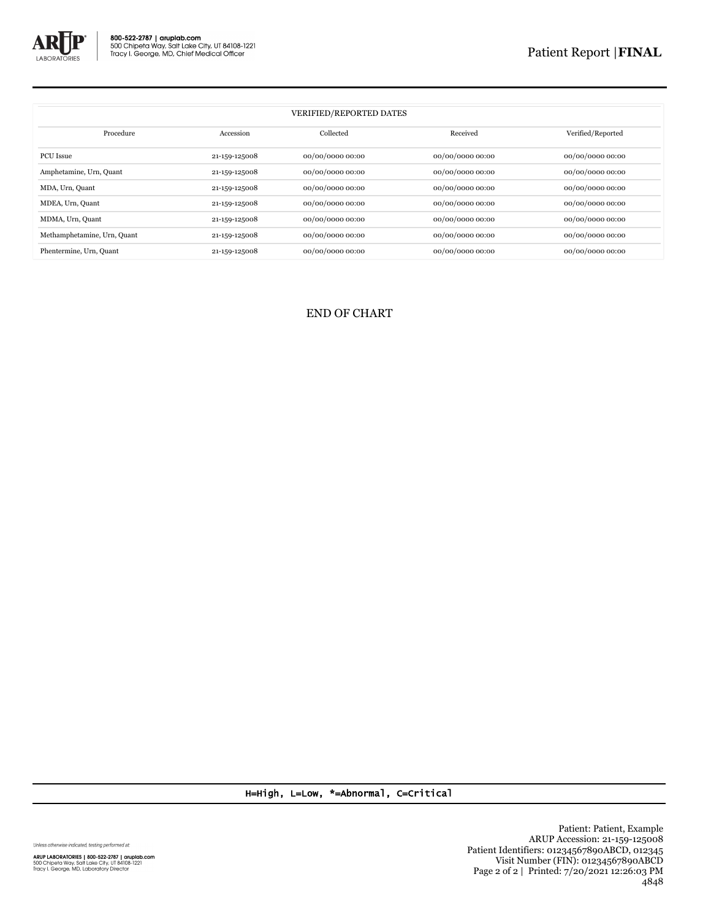## VERIFIED/REPORTED DATES

| Procedure | Accession | Collected | Received | Verified/Reported |
|---|---|---|---|---|
| PCU Issue | 21-159-125008 | 00/00/0000 00:00 | 00/00/0000 00:00 | 00/00/0000 00:00 |
| Amphetamine, Urn, Quant | 21-159-125008 | 00/00/0000 00:00 | 00/00/0000 00:00 | 00/00/0000 00:00 |
| MDA, Urn, Quant | 21-159-125008 | 00/00/0000 00:00 | 00/00/0000 00:00 | 00/00/0000 00:00 |
| MDEA, Urn, Quant | 21-159-125008 | 00/00/0000 00:00 | 00/00/0000 00:00 | 00/00/0000 00:00 |
| MDMA, Urn, Quant | 21-159-125008 | 00/00/0000 00:00 | 00/00/0000 00:00 | 00/00/0000 00:00 |
| Methamphetamine, Urn, Quant | 21-159-125008 | 00/00/0000 00:00 | 00/00/0000 00:00 | 00/00/0000 00:00 |
| Phentermine, Urn, Quant | 21-159-125008 | 00/00/0000 00:00 | 00/00/0000 00:00 | 00/00/0000 00:00 |

END OF CHART

H=High, L=Low, *=Abnormal, C=Critical

*Unless otherwise indicated, testing performed at:*

**ARUP LABORATORIES | 800-522-2787 | aruplab.com**
500 Chipeta Way, Salt Lake City, UT 84108-1221
Tracy I. George, MD, Laboratory Director

Patient: Patient, Example
ARUP Accession: 21-159-125008
Patient Identifiers: 01234567890ABCD, 012345
Visit Number (FIN): 01234567890ABCD
Printed: 7/20/2021 12:26:03 PM
4848